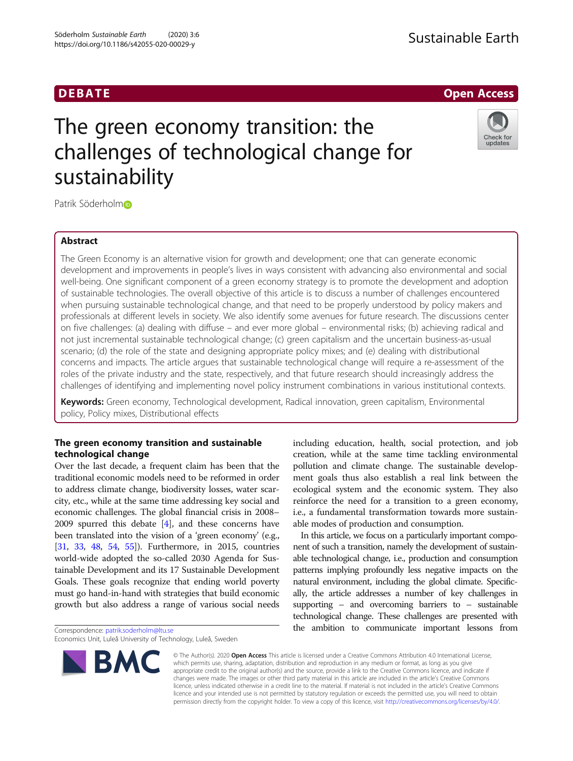DEBATE

Open Access

# The green economy transition: the challenges of technological change for sustainability

Patrik Söderholm

## Abstract

The Green Economy is an alternative vision for growth and development; one that can generate economic development and improvements in people's lives in ways consistent with advancing also environmental and social well-being. One significant component of a green economy strategy is to promote the development and adoption of sustainable technologies. The overall objective of this article is to discuss a number of challenges encountered when pursuing sustainable technological change, and that need to be properly understood by policy makers and professionals at different levels in society. We also identify some avenues for future research. The discussions center on five challenges: (a) dealing with diffuse – and ever more global – environmental risks; (b) achieving radical and not just incremental sustainable technological change; (c) green capitalism and the uncertain business-as-usual scenario; (d) the role of the state and designing appropriate policy mixes; and (e) dealing with distributional concerns and impacts. The article argues that sustainable technological change will require a re-assessment of the roles of the private industry and the state, respectively, and that future research should increasingly address the challenges of identifying and implementing novel policy instrument combinations in various institutional contexts.

**Keywords:** Green economy, Technological development, Radical innovation, green capitalism, Environmental policy, Policy mixes, Distributional effects

## The green economy transition and sustainable technological change

Over the last decade, a frequent claim has been that the traditional economic models need to be reformed in order to address climate change, biodiversity losses, water scarcity, etc., while at the same time addressing key social and economic challenges. The global financial crisis in 2008–2009 spurred this debate [4], and these concerns have been translated into the vision of a 'green economy' (e.g., [31, 33, 48, 54, 55]). Furthermore, in 2015, countries world-wide adopted the so-called 2030 Agenda for Sustainable Development and its 17 Sustainable Development Goals. These goals recognize that ending world poverty must go hand-in-hand with strategies that build economic growth but also address a range of various social needs including education, health, social protection, and job creation, while at the same time tackling environmental pollution and climate change. The sustainable development goals thus also establish a real link between the ecological system and the economic system. They also reinforce the need for a transition to a green economy, i.e., a fundamental transformation towards more sustainable modes of production and consumption.

In this article, we focus on a particularly important component of such a transition, namely the development of sustainable technological change, i.e., production and consumption patterns implying profoundly less negative impacts on the natural environment, including the global climate. Specifically, the article addresses a number of key challenges in supporting – and overcoming barriers to – sustainable technological change. These challenges are presented with the ambition to communicate important lessons from

Correspondence: patrik.soderholm@ltu.se
Economics Unit, Luleå University of Technology, Luleå, Sweden

© The Author(s). 2020 **Open Access** This article is licensed under a Creative Commons Attribution 4.0 International License, which permits use, sharing, adaptation, distribution and reproduction in any medium or format, as long as you give appropriate credit to the original author(s) and the source, provide a link to the Creative Commons licence, and indicate if changes were made. The images or other third party material in this article are included in the article's Creative Commons licence, unless indicated otherwise in a credit line to the material. If material is not included in the article's Creative Commons licence and your intended use is not permitted by statutory regulation or exceeds the permitted use, you will need to obtain permission directly from the copyright holder. To view a copy of this licence, visit http://creativecommons.org/licenses/by/4.0/.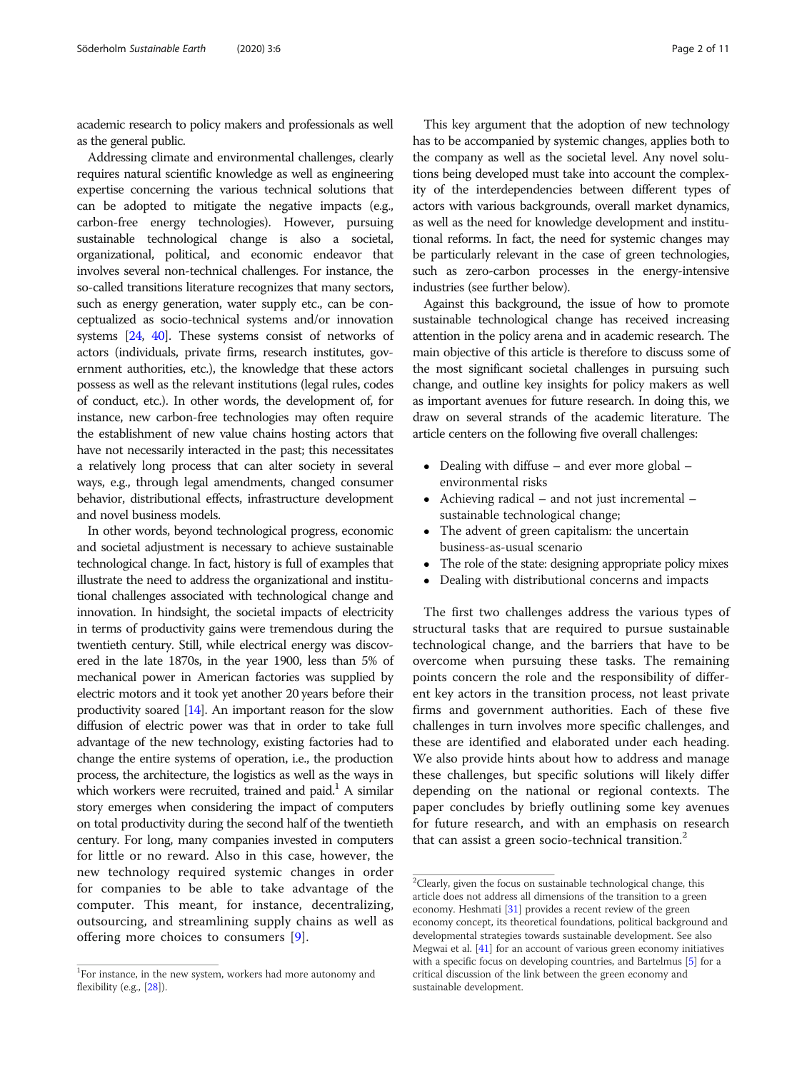academic research to policy makers and professionals as well as the general public.

Addressing climate and environmental challenges, clearly requires natural scientific knowledge as well as engineering expertise concerning the various technical solutions that can be adopted to mitigate the negative impacts (e.g., carbon-free energy technologies). However, pursuing sustainable technological change is also a societal, organizational, political, and economic endeavor that involves several non-technical challenges. For instance, the so-called transitions literature recognizes that many sectors, such as energy generation, water supply etc., can be conceptualized as socio-technical systems and/or innovation systems [24, 40]. These systems consist of networks of actors (individuals, private firms, research institutes, government authorities, etc.), the knowledge that these actors possess as well as the relevant institutions (legal rules, codes of conduct, etc.). In other words, the development of, for instance, new carbon-free technologies may often require the establishment of new value chains hosting actors that have not necessarily interacted in the past; this necessitates a relatively long process that can alter society in several ways, e.g., through legal amendments, changed consumer behavior, distributional effects, infrastructure development and novel business models.

In other words, beyond technological progress, economic and societal adjustment is necessary to achieve sustainable technological change. In fact, history is full of examples that illustrate the need to address the organizational and institutional challenges associated with technological change and innovation. In hindsight, the societal impacts of electricity in terms of productivity gains were tremendous during the twentieth century. Still, while electrical energy was discovered in the late 1870s, in the year 1900, less than 5% of mechanical power in American factories was supplied by electric motors and it took yet another 20 years before their productivity soared [14]. An important reason for the slow diffusion of electric power was that in order to take full advantage of the new technology, existing factories had to change the entire systems of operation, i.e., the production process, the architecture, the logistics as well as the ways in which workers were recruited, trained and paid.[1] A similar story emerges when considering the impact of computers on total productivity during the second half of the twentieth century. For long, many companies invested in computers for little or no reward. Also in this case, however, the new technology required systemic changes in order for companies to be able to take advantage of the computer. This meant, for instance, decentralizing, outsourcing, and streamlining supply chains as well as offering more choices to consumers [9].

This key argument that the adoption of new technology has to be accompanied by systemic changes, applies both to the company as well as the societal level. Any novel solutions being developed must take into account the complexity of the interdependencies between different types of actors with various backgrounds, overall market dynamics, as well as the need for knowledge development and institutional reforms. In fact, the need for systemic changes may be particularly relevant in the case of green technologies, such as zero-carbon processes in the energy-intensive industries (see further below).

Against this background, the issue of how to promote sustainable technological change has received increasing attention in the policy arena and in academic research. The main objective of this article is therefore to discuss some of the most significant societal challenges in pursuing such change, and outline key insights for policy makers as well as important avenues for future research. In doing this, we draw on several strands of the academic literature. The article centers on the following five overall challenges:

- Dealing with diffuse – and ever more global – environmental risks
- Achieving radical – and not just incremental – sustainable technological change;
- The advent of green capitalism: the uncertain business-as-usual scenario
- The role of the state: designing appropriate policy mixes
- Dealing with distributional concerns and impacts

The first two challenges address the various types of structural tasks that are required to pursue sustainable technological change, and the barriers that have to be overcome when pursuing these tasks. The remaining points concern the role and the responsibility of different key actors in the transition process, not least private firms and government authorities. Each of these five challenges in turn involves more specific challenges, and these are identified and elaborated under each heading. We also provide hints about how to address and manage these challenges, but specific solutions will likely differ depending on the national or regional contexts. The paper concludes by briefly outlining some key avenues for future research, and with an emphasis on research that can assist a green socio-technical transition.[2]

[1] For instance, in the new system, workers had more autonomy and flexibility (e.g., [28]).

[2] Clearly, given the focus on sustainable technological change, this article does not address all dimensions of the transition to a green economy. Heshmati [31] provides a recent review of the green economy concept, its theoretical foundations, political background and developmental strategies towards sustainable development. See also Megwai et al. [41] for an account of various green economy initiatives with a specific focus on developing countries, and Bartelmus [5] for a critical discussion of the link between the green economy and sustainable development.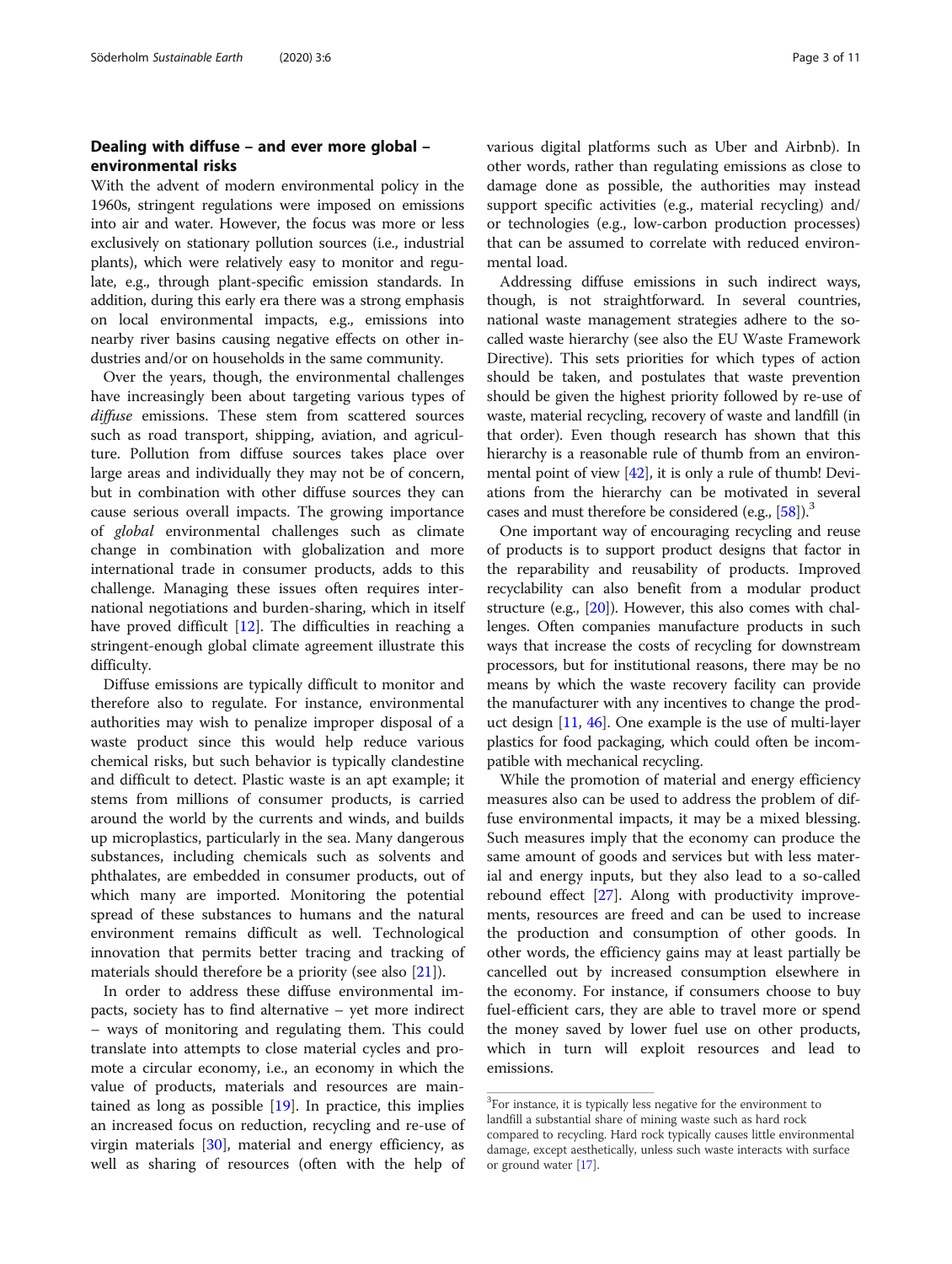## Dealing with diffuse – and ever more global – environmental risks

With the advent of modern environmental policy in the 1960s, stringent regulations were imposed on emissions into air and water. However, the focus was more or less exclusively on stationary pollution sources (i.e., industrial plants), which were relatively easy to monitor and regulate, e.g., through plant-specific emission standards. In addition, during this early era there was a strong emphasis on local environmental impacts, e.g., emissions into nearby river basins causing negative effects on other industries and/or on households in the same community.

Over the years, though, the environmental challenges have increasingly been about targeting various types of *diffuse* emissions. These stem from scattered sources such as road transport, shipping, aviation, and agriculture. Pollution from diffuse sources takes place over large areas and individually they may not be of concern, but in combination with other diffuse sources they can cause serious overall impacts. The growing importance of *global* environmental challenges such as climate change in combination with globalization and more international trade in consumer products, adds to this challenge. Managing these issues often requires international negotiations and burden-sharing, which in itself have proved difficult [12]. The difficulties in reaching a stringent-enough global climate agreement illustrate this difficulty.

Diffuse emissions are typically difficult to monitor and therefore also to regulate. For instance, environmental authorities may wish to penalize improper disposal of a waste product since this would help reduce various chemical risks, but such behavior is typically clandestine and difficult to detect. Plastic waste is an apt example; it stems from millions of consumer products, is carried around the world by the currents and winds, and builds up microplastics, particularly in the sea. Many dangerous substances, including chemicals such as solvents and phthalates, are embedded in consumer products, out of which many are imported. Monitoring the potential spread of these substances to humans and the natural environment remains difficult as well. Technological innovation that permits better tracing and tracking of materials should therefore be a priority (see also [21]).

In order to address these diffuse environmental impacts, society has to find alternative – yet more indirect – ways of monitoring and regulating them. This could translate into attempts to close material cycles and promote a circular economy, i.e., an economy in which the value of products, materials and resources are maintained as long as possible [19]. In practice, this implies an increased focus on reduction, recycling and re-use of virgin materials [30], material and energy efficiency, as well as sharing of resources (often with the help of various digital platforms such as Uber and Airbnb). In other words, rather than regulating emissions as close to damage done as possible, the authorities may instead support specific activities (e.g., material recycling) and/or technologies (e.g., low-carbon production processes) that can be assumed to correlate with reduced environmental load.

Addressing diffuse emissions in such indirect ways, though, is not straightforward. In several countries, national waste management strategies adhere to the so-called waste hierarchy (see also the EU Waste Framework Directive). This sets priorities for which types of action should be taken, and postulates that waste prevention should be given the highest priority followed by re-use of waste, material recycling, recovery of waste and landfill (in that order). Even though research has shown that this hierarchy is a reasonable rule of thumb from an environmental point of view [42], it is only a rule of thumb! Deviations from the hierarchy can be motivated in several cases and must therefore be considered (e.g., [58]).[3]

One important way of encouraging recycling and reuse of products is to support product designs that factor in the reparability and reusability of products. Improved recyclability can also benefit from a modular product structure (e.g., [20]). However, this also comes with challenges. Often companies manufacture products in such ways that increase the costs of recycling for downstream processors, but for institutional reasons, there may be no means by which the waste recovery facility can provide the manufacturer with any incentives to change the product design [11, 46]. One example is the use of multi-layer plastics for food packaging, which could often be incompatible with mechanical recycling.

While the promotion of material and energy efficiency measures also can be used to address the problem of diffuse environmental impacts, it may be a mixed blessing. Such measures imply that the economy can produce the same amount of goods and services but with less material and energy inputs, but they also lead to a so-called rebound effect [27]. Along with productivity improvements, resources are freed and can be used to increase the production and consumption of other goods. In other words, the efficiency gains may at least partially be cancelled out by increased consumption elsewhere in the economy. For instance, if consumers choose to buy fuel-efficient cars, they are able to travel more or spend the money saved by lower fuel use on other products, which in turn will exploit resources and lead to emissions.

---

[3] For instance, it is typically less negative for the environment to landfill a substantial share of mining waste such as hard rock compared to recycling. Hard rock typically causes little environmental damage, except aesthetically, unless such waste interacts with surface or ground water [17].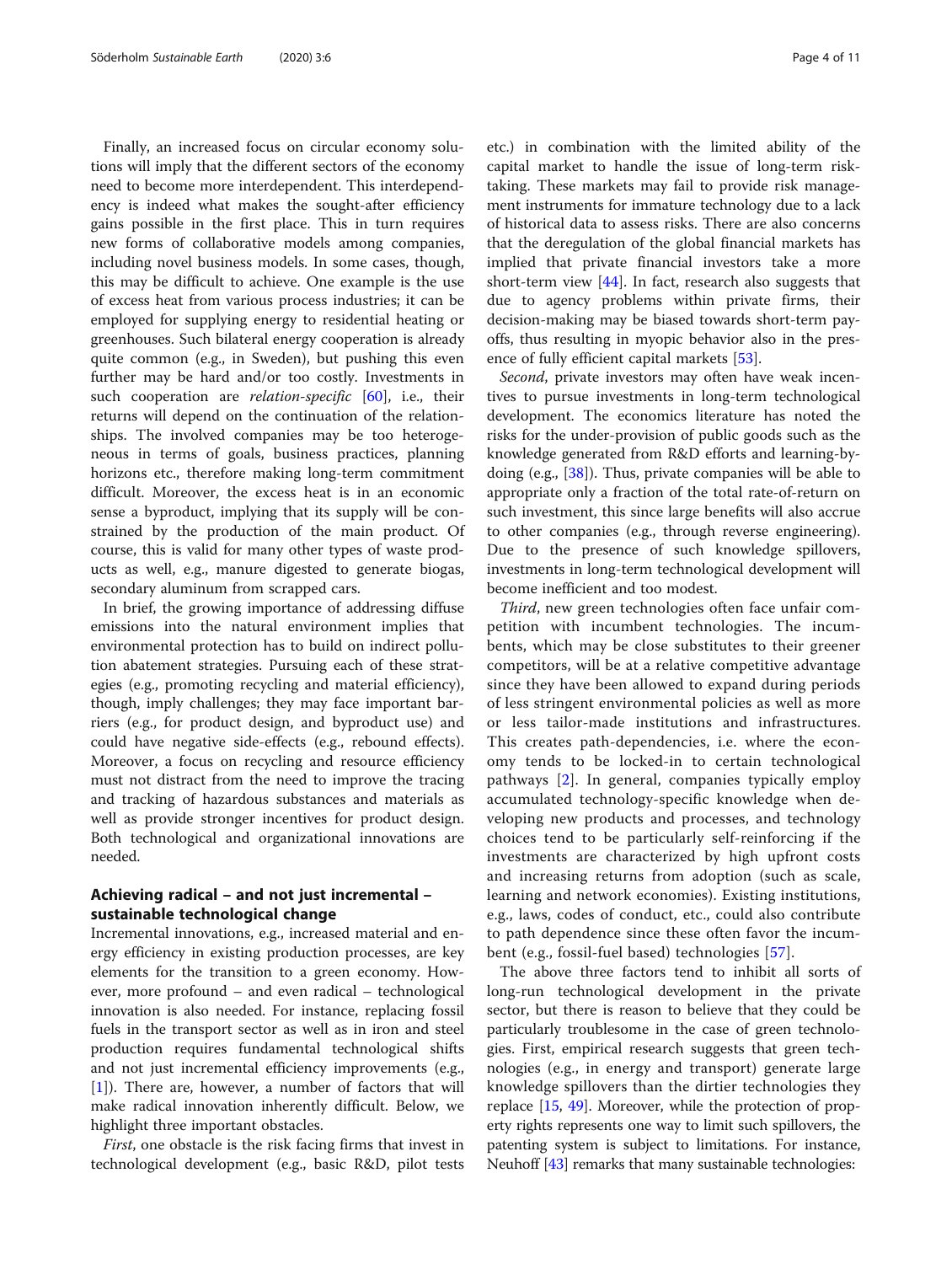Finally, an increased focus on circular economy solutions will imply that the different sectors of the economy need to become more interdependent. This interdependency is indeed what makes the sought-after efficiency gains possible in the first place. This in turn requires new forms of collaborative models among companies, including novel business models. In some cases, though, this may be difficult to achieve. One example is the use of excess heat from various process industries; it can be employed for supplying energy to residential heating or greenhouses. Such bilateral energy cooperation is already quite common (e.g., in Sweden), but pushing this even further may be hard and/or too costly. Investments in such cooperation are *relation-specific* [60], i.e., their returns will depend on the continuation of the relationships. The involved companies may be too heterogeneous in terms of goals, business practices, planning horizons etc., therefore making long-term commitment difficult. Moreover, the excess heat is in an economic sense a byproduct, implying that its supply will be constrained by the production of the main product. Of course, this is valid for many other types of waste products as well, e.g., manure digested to generate biogas, secondary aluminum from scrapped cars.

In brief, the growing importance of addressing diffuse emissions into the natural environment implies that environmental protection has to build on indirect pollution abatement strategies. Pursuing each of these strategies (e.g., promoting recycling and material efficiency), though, imply challenges; they may face important barriers (e.g., for product design, and byproduct use) and could have negative side-effects (e.g., rebound effects). Moreover, a focus on recycling and resource efficiency must not distract from the need to improve the tracing and tracking of hazardous substances and materials as well as provide stronger incentives for product design. Both technological and organizational innovations are needed.

## Achieving radical – and not just incremental – sustainable technological change

Incremental innovations, e.g., increased material and energy efficiency in existing production processes, are key elements for the transition to a green economy. However, more profound – and even radical – technological innovation is also needed. For instance, replacing fossil fuels in the transport sector as well as in iron and steel production requires fundamental technological shifts and not just incremental efficiency improvements (e.g., [1]). There are, however, a number of factors that will make radical innovation inherently difficult. Below, we highlight three important obstacles.

*First*, one obstacle is the risk facing firms that invest in technological development (e.g., basic R&D, pilot tests etc.) in combination with the limited ability of the capital market to handle the issue of long-term risk-taking. These markets may fail to provide risk management instruments for immature technology due to a lack of historical data to assess risks. There are also concerns that the deregulation of the global financial markets has implied that private financial investors take a more short-term view [44]. In fact, research also suggests that due to agency problems within private firms, their decision-making may be biased towards short-term payoffs, thus resulting in myopic behavior also in the presence of fully efficient capital markets [53].

*Second*, private investors may often have weak incentives to pursue investments in long-term technological development. The economics literature has noted the risks for the under-provision of public goods such as the knowledge generated from R&D efforts and learning-by-doing (e.g., [38]). Thus, private companies will be able to appropriate only a fraction of the total rate-of-return on such investment, this since large benefits will also accrue to other companies (e.g., through reverse engineering). Due to the presence of such knowledge spillovers, investments in long-term technological development will become inefficient and too modest.

*Third*, new green technologies often face unfair competition with incumbent technologies. The incumbents, which may be close substitutes to their greener competitors, will be at a relative competitive advantage since they have been allowed to expand during periods of less stringent environmental policies as well as more or less tailor-made institutions and infrastructures. This creates path-dependencies, i.e. where the economy tends to be locked-in to certain technological pathways [2]. In general, companies typically employ accumulated technology-specific knowledge when developing new products and processes, and technology choices tend to be particularly self-reinforcing if the investments are characterized by high upfront costs and increasing returns from adoption (such as scale, learning and network economies). Existing institutions, e.g., laws, codes of conduct, etc., could also contribute to path dependence since these often favor the incumbent (e.g., fossil-fuel based) technologies [57].

The above three factors tend to inhibit all sorts of long-run technological development in the private sector, but there is reason to believe that they could be particularly troublesome in the case of green technologies. First, empirical research suggests that green technologies (e.g., in energy and transport) generate large knowledge spillovers than the dirtier technologies they replace [15, 49]. Moreover, while the protection of property rights represents one way to limit such spillovers, the patenting system is subject to limitations. For instance, Neuhoff [43] remarks that many sustainable technologies: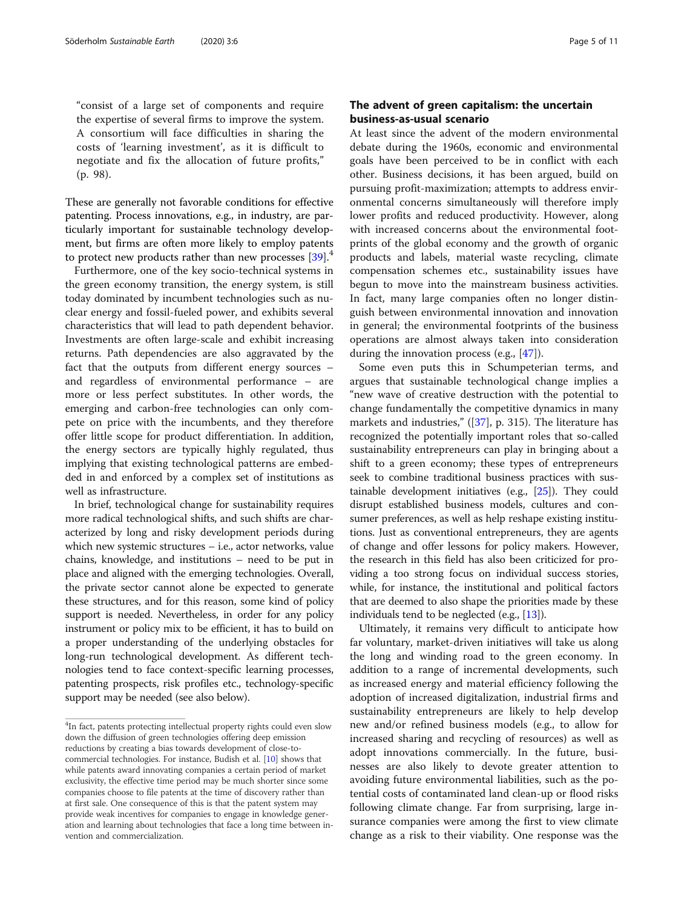"consist of a large set of components and require the expertise of several firms to improve the system. A consortium will face difficulties in sharing the costs of 'learning investment', as it is difficult to negotiate and fix the allocation of future profits," (p. 98).

These are generally not favorable conditions for effective patenting. Process innovations, e.g., in industry, are particularly important for sustainable technology development, but firms are often more likely to employ patents to protect new products rather than new processes [39].[4]

Furthermore, one of the key socio-technical systems in the green economy transition, the energy system, is still today dominated by incumbent technologies such as nuclear energy and fossil-fueled power, and exhibits several characteristics that will lead to path dependent behavior. Investments are often large-scale and exhibit increasing returns. Path dependencies are also aggravated by the fact that the outputs from different energy sources – and regardless of environmental performance – are more or less perfect substitutes. In other words, the emerging and carbon-free technologies can only compete on price with the incumbents, and they therefore offer little scope for product differentiation. In addition, the energy sectors are typically highly regulated, thus implying that existing technological patterns are embedded in and enforced by a complex set of institutions as well as infrastructure.

In brief, technological change for sustainability requires more radical technological shifts, and such shifts are characterized by long and risky development periods during which new systemic structures – i.e., actor networks, value chains, knowledge, and institutions – need to be put in place and aligned with the emerging technologies. Overall, the private sector cannot alone be expected to generate these structures, and for this reason, some kind of policy support is needed. Nevertheless, in order for any policy instrument or policy mix to be efficient, it has to build on a proper understanding of the underlying obstacles for long-run technological development. As different technologies tend to face context-specific learning processes, patenting prospects, risk profiles etc., technology-specific support may be needed (see also below).

[4] In fact, patents protecting intellectual property rights could even slow down the diffusion of green technologies offering deep emission reductions by creating a bias towards development of close-to-commercial technologies. For instance, Budish et al. [10] shows that while patents award innovating companies a certain period of market exclusivity, the effective time period may be much shorter since some companies choose to file patents at the time of discovery rather than at first sale. One consequence of this is that the patent system may provide weak incentives for companies to engage in knowledge generation and learning about technologies that face a long time between invention and commercialization.

## The advent of green capitalism: the uncertain business-as-usual scenario

At least since the advent of the modern environmental debate during the 1960s, economic and environmental goals have been perceived to be in conflict with each other. Business decisions, it has been argued, build on pursuing profit-maximization; attempts to address environmental concerns simultaneously will therefore imply lower profits and reduced productivity. However, along with increased concerns about the environmental footprints of the global economy and the growth of organic products and labels, material waste recycling, climate compensation schemes etc., sustainability issues have begun to move into the mainstream business activities. In fact, many large companies often no longer distinguish between environmental innovation and innovation in general; the environmental footprints of the business operations are almost always taken into consideration during the innovation process (e.g., [47]).

Some even puts this in Schumpeterian terms, and argues that sustainable technological change implies a "new wave of creative destruction with the potential to change fundamentally the competitive dynamics in many markets and industries," ([37], p. 315). The literature has recognized the potentially important roles that so-called sustainability entrepreneurs can play in bringing about a shift to a green economy; these types of entrepreneurs seek to combine traditional business practices with sustainable development initiatives (e.g., [25]). They could disrupt established business models, cultures and consumer preferences, as well as help reshape existing institutions. Just as conventional entrepreneurs, they are agents of change and offer lessons for policy makers. However, the research in this field has also been criticized for providing a too strong focus on individual success stories, while, for instance, the institutional and political factors that are deemed to also shape the priorities made by these individuals tend to be neglected (e.g., [13]).

Ultimately, it remains very difficult to anticipate how far voluntary, market-driven initiatives will take us along the long and winding road to the green economy. In addition to a range of incremental developments, such as increased energy and material efficiency following the adoption of increased digitalization, industrial firms and sustainability entrepreneurs are likely to help develop new and/or refined business models (e.g., to allow for increased sharing and recycling of resources) as well as adopt innovations commercially. In the future, businesses are also likely to devote greater attention to avoiding future environmental liabilities, such as the potential costs of contaminated land clean-up or flood risks following climate change. Far from surprising, large insurance companies were among the first to view climate change as a risk to their viability. One response was the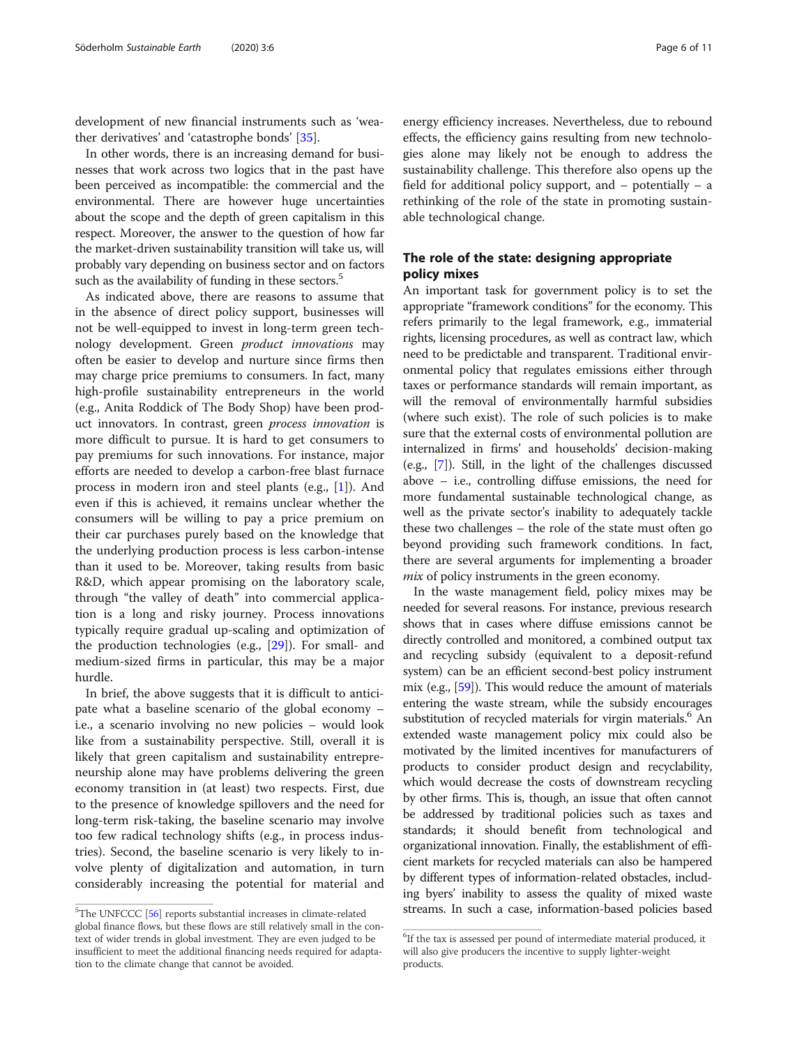development of new financial instruments such as 'weather derivatives' and 'catastrophe bonds' [35].

In other words, there is an increasing demand for businesses that work across two logics that in the past have been perceived as incompatible: the commercial and the environmental. There are however huge uncertainties about the scope and the depth of green capitalism in this respect. Moreover, the answer to the question of how far the market-driven sustainability transition will take us, will probably vary depending on business sector and on factors such as the availability of funding in these sectors.[5]

As indicated above, there are reasons to assume that in the absence of direct policy support, businesses will not be well-equipped to invest in long-term green technology development. Green *product innovations* may often be easier to develop and nurture since firms then may charge price premiums to consumers. In fact, many high-profile sustainability entrepreneurs in the world (e.g., Anita Roddick of The Body Shop) have been product innovators. In contrast, green *process innovation* is more difficult to pursue. It is hard to get consumers to pay premiums for such innovations. For instance, major efforts are needed to develop a carbon-free blast furnace process in modern iron and steel plants (e.g., [1]). And even if this is achieved, it remains unclear whether the consumers will be willing to pay a price premium on their car purchases purely based on the knowledge that the underlying production process is less carbon-intense than it used to be. Moreover, taking results from basic R&D, which appear promising on the laboratory scale, through "the valley of death" into commercial application is a long and risky journey. Process innovations typically require gradual up-scaling and optimization of the production technologies (e.g., [29]). For small- and medium-sized firms in particular, this may be a major hurdle.

In brief, the above suggests that it is difficult to anticipate what a baseline scenario of the global economy – i.e., a scenario involving no new policies – would look like from a sustainability perspective. Still, overall it is likely that green capitalism and sustainability entrepreneurship alone may have problems delivering the green economy transition in (at least) two respects. First, due to the presence of knowledge spillovers and the need for long-term risk-taking, the baseline scenario may involve too few radical technology shifts (e.g., in process industries). Second, the baseline scenario is very likely to involve plenty of digitalization and automation, in turn considerably increasing the potential for material and energy efficiency increases. Nevertheless, due to rebound effects, the efficiency gains resulting from new technologies alone may likely not be enough to address the sustainability challenge. This therefore also opens up the field for additional policy support, and – potentially – a rethinking of the role of the state in promoting sustainable technological change.

## The role of the state: designing appropriate policy mixes

An important task for government policy is to set the appropriate "framework conditions" for the economy. This refers primarily to the legal framework, e.g., immaterial rights, licensing procedures, as well as contract law, which need to be predictable and transparent. Traditional environmental policy that regulates emissions either through taxes or performance standards will remain important, as will the removal of environmentally harmful subsidies (where such exist). The role of such policies is to make sure that the external costs of environmental pollution are internalized in firms' and households' decision-making (e.g., [7]). Still, in the light of the challenges discussed above – i.e., controlling diffuse emissions, the need for more fundamental sustainable technological change, as well as the private sector's inability to adequately tackle these two challenges – the role of the state must often go beyond providing such framework conditions. In fact, there are several arguments for implementing a broader *mix* of policy instruments in the green economy.

In the waste management field, policy mixes may be needed for several reasons. For instance, previous research shows that in cases where diffuse emissions cannot be directly controlled and monitored, a combined output tax and recycling subsidy (equivalent to a deposit-refund system) can be an efficient second-best policy instrument mix (e.g., [59]). This would reduce the amount of materials entering the waste stream, while the subsidy encourages substitution of recycled materials for virgin materials.[6] An extended waste management policy mix could also be motivated by the limited incentives for manufacturers of products to consider product design and recyclability, which would decrease the costs of downstream recycling by other firms. This is, though, an issue that often cannot be addressed by traditional policies such as taxes and standards; it should benefit from technological and organizational innovation. Finally, the establishment of efficient markets for recycled materials can also be hampered by different types of information-related obstacles, including byers' inability to assess the quality of mixed waste streams. In such a case, information-based policies based

---

[5] The UNFCCC [56] reports substantial increases in climate-related global finance flows, but these flows are still relatively small in the context of wider trends in global investment. They are even judged to be insufficient to meet the additional financing needs required for adaptation to the climate change that cannot be avoided.

[6] If the tax is assessed per pound of intermediate material produced, it will also give producers the incentive to supply lighter-weight products.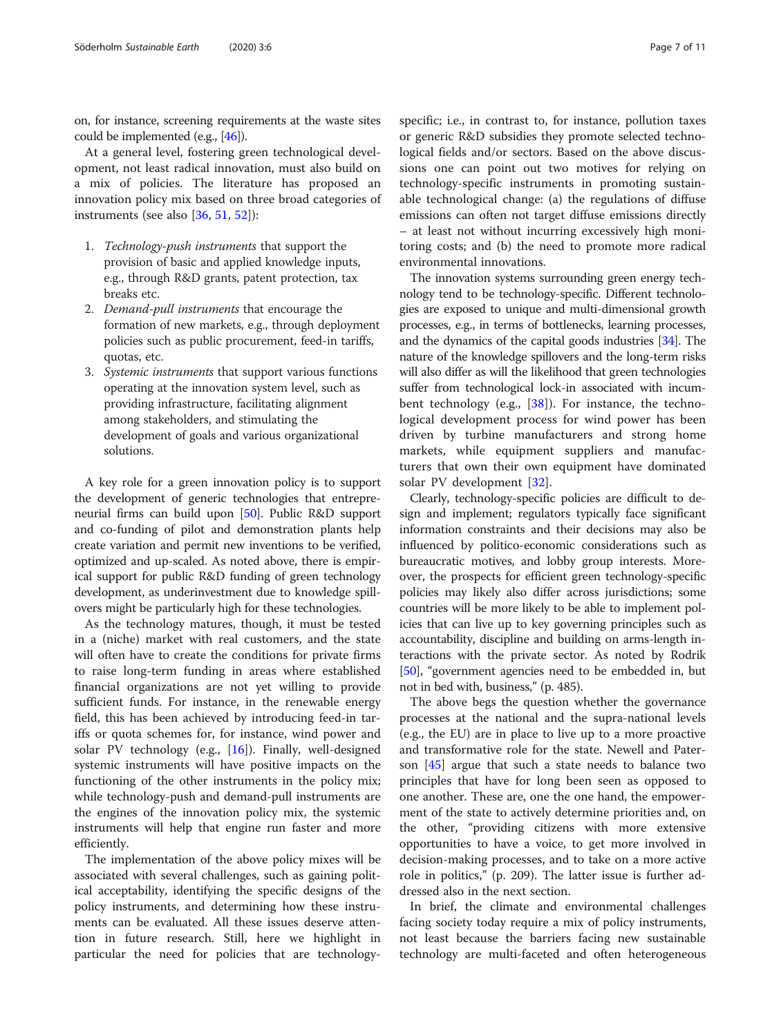on, for instance, screening requirements at the waste sites could be implemented (e.g., [46]).

At a general level, fostering green technological development, not least radical innovation, must also build on a mix of policies. The literature has proposed an innovation policy mix based on three broad categories of instruments (see also [36, 51, 52]):

1. *Technology-push instruments* that support the provision of basic and applied knowledge inputs, e.g., through R&D grants, patent protection, tax breaks etc.
2. *Demand-pull instruments* that encourage the formation of new markets, e.g., through deployment policies such as public procurement, feed-in tariffs, quotas, etc.
3. *Systemic instruments* that support various functions operating at the innovation system level, such as providing infrastructure, facilitating alignment among stakeholders, and stimulating the development of goals and various organizational solutions.

A key role for a green innovation policy is to support the development of generic technologies that entrepreneurial firms can build upon [50]. Public R&D support and co-funding of pilot and demonstration plants help create variation and permit new inventions to be verified, optimized and up-scaled. As noted above, there is empirical support for public R&D funding of green technology development, as underinvestment due to knowledge spillovers might be particularly high for these technologies.

As the technology matures, though, it must be tested in a (niche) market with real customers, and the state will often have to create the conditions for private firms to raise long-term funding in areas where established financial organizations are not yet willing to provide sufficient funds. For instance, in the renewable energy field, this has been achieved by introducing feed-in tariffs or quota schemes for, for instance, wind power and solar PV technology (e.g., [16]). Finally, well-designed systemic instruments will have positive impacts on the functioning of the other instruments in the policy mix; while technology-push and demand-pull instruments are the engines of the innovation policy mix, the systemic instruments will help that engine run faster and more efficiently.

The implementation of the above policy mixes will be associated with several challenges, such as gaining political acceptability, identifying the specific designs of the policy instruments, and determining how these instruments can be evaluated. All these issues deserve attention in future research. Still, here we highlight in particular the need for policies that are technology-specific; i.e., in contrast to, for instance, pollution taxes or generic R&D subsidies they promote selected technological fields and/or sectors. Based on the above discussions one can point out two motives for relying on technology-specific instruments in promoting sustainable technological change: (a) the regulations of diffuse emissions can often not target diffuse emissions directly – at least not without incurring excessively high monitoring costs; and (b) the need to promote more radical environmental innovations.

The innovation systems surrounding green energy technology tend to be technology-specific. Different technologies are exposed to unique and multi-dimensional growth processes, e.g., in terms of bottlenecks, learning processes, and the dynamics of the capital goods industries [34]. The nature of the knowledge spillovers and the long-term risks will also differ as will the likelihood that green technologies suffer from technological lock-in associated with incumbent technology (e.g., [38]). For instance, the technological development process for wind power has been driven by turbine manufacturers and strong home markets, while equipment suppliers and manufacturers that own their own equipment have dominated solar PV development [32].

Clearly, technology-specific policies are difficult to design and implement; regulators typically face significant information constraints and their decisions may also be influenced by politico-economic considerations such as bureaucratic motives, and lobby group interests. Moreover, the prospects for efficient green technology-specific policies may likely also differ across jurisdictions; some countries will be more likely to be able to implement policies that can live up to key governing principles such as accountability, discipline and building on arms-length interactions with the private sector. As noted by Rodrik [50], "government agencies need to be embedded in, but not in bed with, business," (p. 485).

The above begs the question whether the governance processes at the national and the supra-national levels (e.g., the EU) are in place to live up to a more proactive and transformative role for the state. Newell and Paterson [45] argue that such a state needs to balance two principles that have for long been seen as opposed to one another. These are, one the one hand, the empowerment of the state to actively determine priorities and, on the other, "providing citizens with more extensive opportunities to have a voice, to get more involved in decision-making processes, and to take on a more active role in politics," (p. 209). The latter issue is further addressed also in the next section.

In brief, the climate and environmental challenges facing society today require a mix of policy instruments, not least because the barriers facing new sustainable technology are multi-faceted and often heterogeneous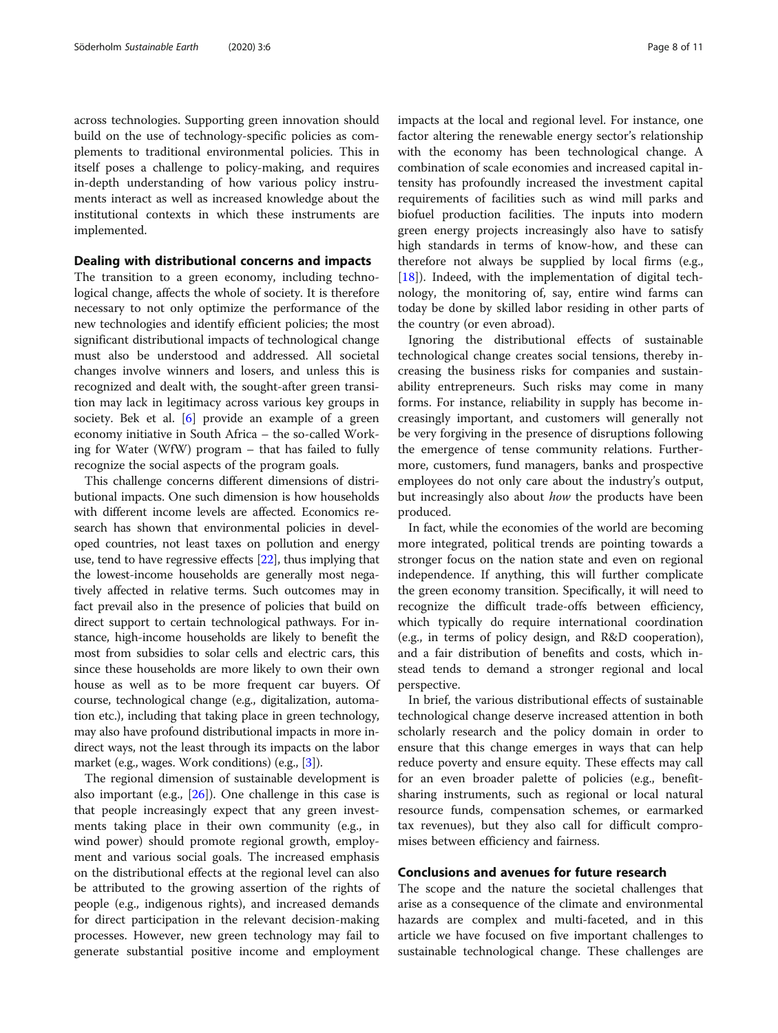across technologies. Supporting green innovation should build on the use of technology-specific policies as complements to traditional environmental policies. This in itself poses a challenge to policy-making, and requires in-depth understanding of how various policy instruments interact as well as increased knowledge about the institutional contexts in which these instruments are implemented.

## Dealing with distributional concerns and impacts

The transition to a green economy, including technological change, affects the whole of society. It is therefore necessary to not only optimize the performance of the new technologies and identify efficient policies; the most significant distributional impacts of technological change must also be understood and addressed. All societal changes involve winners and losers, and unless this is recognized and dealt with, the sought-after green transition may lack in legitimacy across various key groups in society. Bek et al. [6] provide an example of a green economy initiative in South Africa – the so-called Working for Water (WfW) program – that has failed to fully recognize the social aspects of the program goals.

This challenge concerns different dimensions of distributional impacts. One such dimension is how households with different income levels are affected. Economics research has shown that environmental policies in developed countries, not least taxes on pollution and energy use, tend to have regressive effects [22], thus implying that the lowest-income households are generally most negatively affected in relative terms. Such outcomes may in fact prevail also in the presence of policies that build on direct support to certain technological pathways. For instance, high-income households are likely to benefit the most from subsidies to solar cells and electric cars, this since these households are more likely to own their own house as well as to be more frequent car buyers. Of course, technological change (e.g., digitalization, automation etc.), including that taking place in green technology, may also have profound distributional impacts in more indirect ways, not the least through its impacts on the labor market (e.g., wages. Work conditions) (e.g., [3]).

The regional dimension of sustainable development is also important (e.g., [26]). One challenge in this case is that people increasingly expect that any green investments taking place in their own community (e.g., in wind power) should promote regional growth, employment and various social goals. The increased emphasis on the distributional effects at the regional level can also be attributed to the growing assertion of the rights of people (e.g., indigenous rights), and increased demands for direct participation in the relevant decision-making processes. However, new green technology may fail to generate substantial positive income and employment impacts at the local and regional level. For instance, one factor altering the renewable energy sector's relationship with the economy has been technological change. A combination of scale economies and increased capital intensity has profoundly increased the investment capital requirements of facilities such as wind mill parks and biofuel production facilities. The inputs into modern green energy projects increasingly also have to satisfy high standards in terms of know-how, and these can therefore not always be supplied by local firms (e.g., [18]). Indeed, with the implementation of digital technology, the monitoring of, say, entire wind farms can today be done by skilled labor residing in other parts of the country (or even abroad).

Ignoring the distributional effects of sustainable technological change creates social tensions, thereby increasing the business risks for companies and sustainability entrepreneurs. Such risks may come in many forms. For instance, reliability in supply has become increasingly important, and customers will generally not be very forgiving in the presence of disruptions following the emergence of tense community relations. Furthermore, customers, fund managers, banks and prospective employees do not only care about the industry's output, but increasingly also about *how* the products have been produced.

In fact, while the economies of the world are becoming more integrated, political trends are pointing towards a stronger focus on the nation state and even on regional independence. If anything, this will further complicate the green economy transition. Specifically, it will need to recognize the difficult trade-offs between efficiency, which typically do require international coordination (e.g., in terms of policy design, and R&D cooperation), and a fair distribution of benefits and costs, which instead tends to demand a stronger regional and local perspective.

In brief, the various distributional effects of sustainable technological change deserve increased attention in both scholarly research and the policy domain in order to ensure that this change emerges in ways that can help reduce poverty and ensure equity. These effects may call for an even broader palette of policies (e.g., benefit-sharing instruments, such as regional or local natural resource funds, compensation schemes, or earmarked tax revenues), but they also call for difficult compromises between efficiency and fairness.

## Conclusions and avenues for future research

The scope and the nature the societal challenges that arise as a consequence of the climate and environmental hazards are complex and multi-faceted, and in this article we have focused on five important challenges to sustainable technological change. These challenges are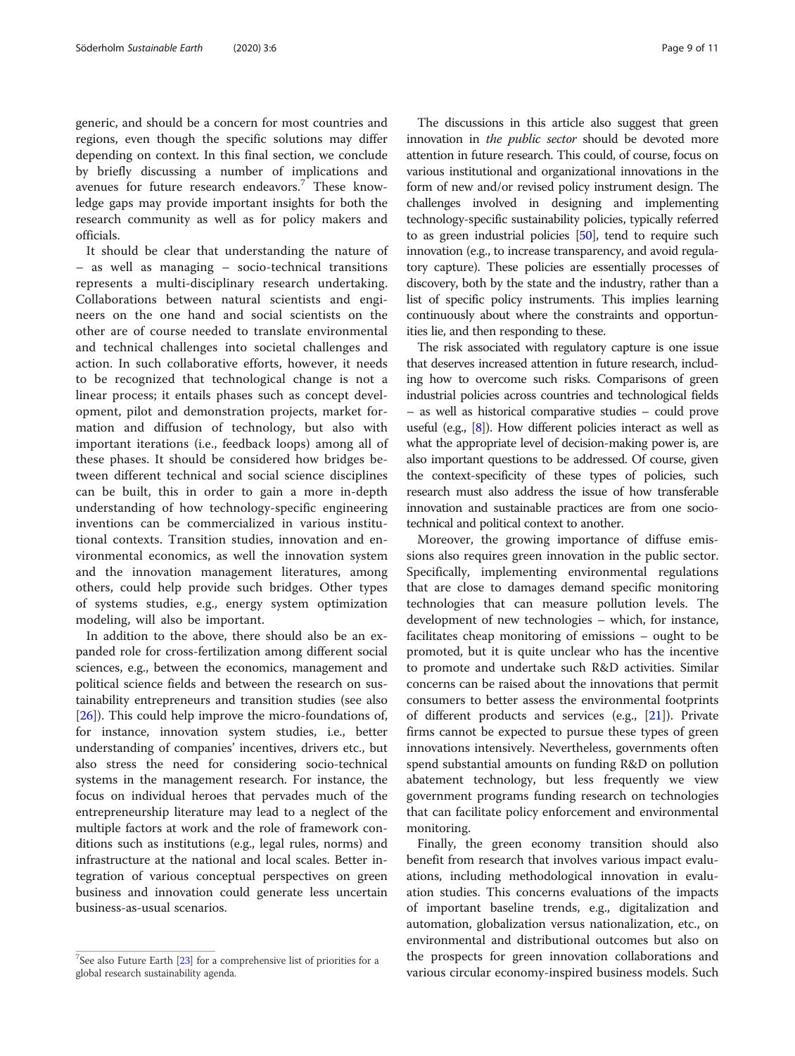generic, and should be a concern for most countries and regions, even though the specific solutions may differ depending on context. In this final section, we conclude by briefly discussing a number of implications and avenues for future research endeavors.[7] These knowledge gaps may provide important insights for both the research community as well as for policy makers and officials.

It should be clear that understanding the nature of – as well as managing – socio-technical transitions represents a multi-disciplinary research undertaking. Collaborations between natural scientists and engineers on the one hand and social scientists on the other are of course needed to translate environmental and technical challenges into societal challenges and action. In such collaborative efforts, however, it needs to be recognized that technological change is not a linear process; it entails phases such as concept development, pilot and demonstration projects, market formation and diffusion of technology, but also with important iterations (i.e., feedback loops) among all of these phases. It should be considered how bridges between different technical and social science disciplines can be built, this in order to gain a more in-depth understanding of how technology-specific engineering inventions can be commercialized in various institutional contexts. Transition studies, innovation and environmental economics, as well the innovation system and the innovation management literatures, among others, could help provide such bridges. Other types of systems studies, e.g., energy system optimization modeling, will also be important.

In addition to the above, there should also be an expanded role for cross-fertilization among different social sciences, e.g., between the economics, management and political science fields and between the research on sustainability entrepreneurs and transition studies (see also [26]). This could help improve the micro-foundations of, for instance, innovation system studies, i.e., better understanding of companies' incentives, drivers etc., but also stress the need for considering socio-technical systems in the management research. For instance, the focus on individual heroes that pervades much of the entrepreneurship literature may lead to a neglect of the multiple factors at work and the role of framework conditions such as institutions (e.g., legal rules, norms) and infrastructure at the national and local scales. Better integration of various conceptual perspectives on green business and innovation could generate less uncertain business-as-usual scenarios.

The discussions in this article also suggest that green innovation in *the public sector* should be devoted more attention in future research. This could, of course, focus on various institutional and organizational innovations in the form of new and/or revised policy instrument design. The challenges involved in designing and implementing technology-specific sustainability policies, typically referred to as green industrial policies [50], tend to require such innovation (e.g., to increase transparency, and avoid regulatory capture). These policies are essentially processes of discovery, both by the state and the industry, rather than a list of specific policy instruments. This implies learning continuously about where the constraints and opportunities lie, and then responding to these.

The risk associated with regulatory capture is one issue that deserves increased attention in future research, including how to overcome such risks. Comparisons of green industrial policies across countries and technological fields – as well as historical comparative studies – could prove useful (e.g., [8]). How different policies interact as well as what the appropriate level of decision-making power is, are also important questions to be addressed. Of course, given the context-specificity of these types of policies, such research must also address the issue of how transferable innovation and sustainable practices are from one socio-technical and political context to another.

Moreover, the growing importance of diffuse emissions also requires green innovation in the public sector. Specifically, implementing environmental regulations that are close to damages demand specific monitoring technologies that can measure pollution levels. The development of new technologies – which, for instance, facilitates cheap monitoring of emissions – ought to be promoted, but it is quite unclear who has the incentive to promote and undertake such R&D activities. Similar concerns can be raised about the innovations that permit consumers to better assess the environmental footprints of different products and services (e.g., [21]). Private firms cannot be expected to pursue these types of green innovations intensively. Nevertheless, governments often spend substantial amounts on funding R&D on pollution abatement technology, but less frequently we view government programs funding research on technologies that can facilitate policy enforcement and environmental monitoring.

Finally, the green economy transition should also benefit from research that involves various impact evaluations, including methodological innovation in evaluation studies. This concerns evaluations of the impacts of important baseline trends, e.g., digitalization and automation, globalization versus nationalization, etc., on environmental and distributional outcomes but also on the prospects for green innovation collaborations and various circular economy-inspired business models. Such

[7] See also Future Earth [23] for a comprehensive list of priorities for a global research sustainability agenda.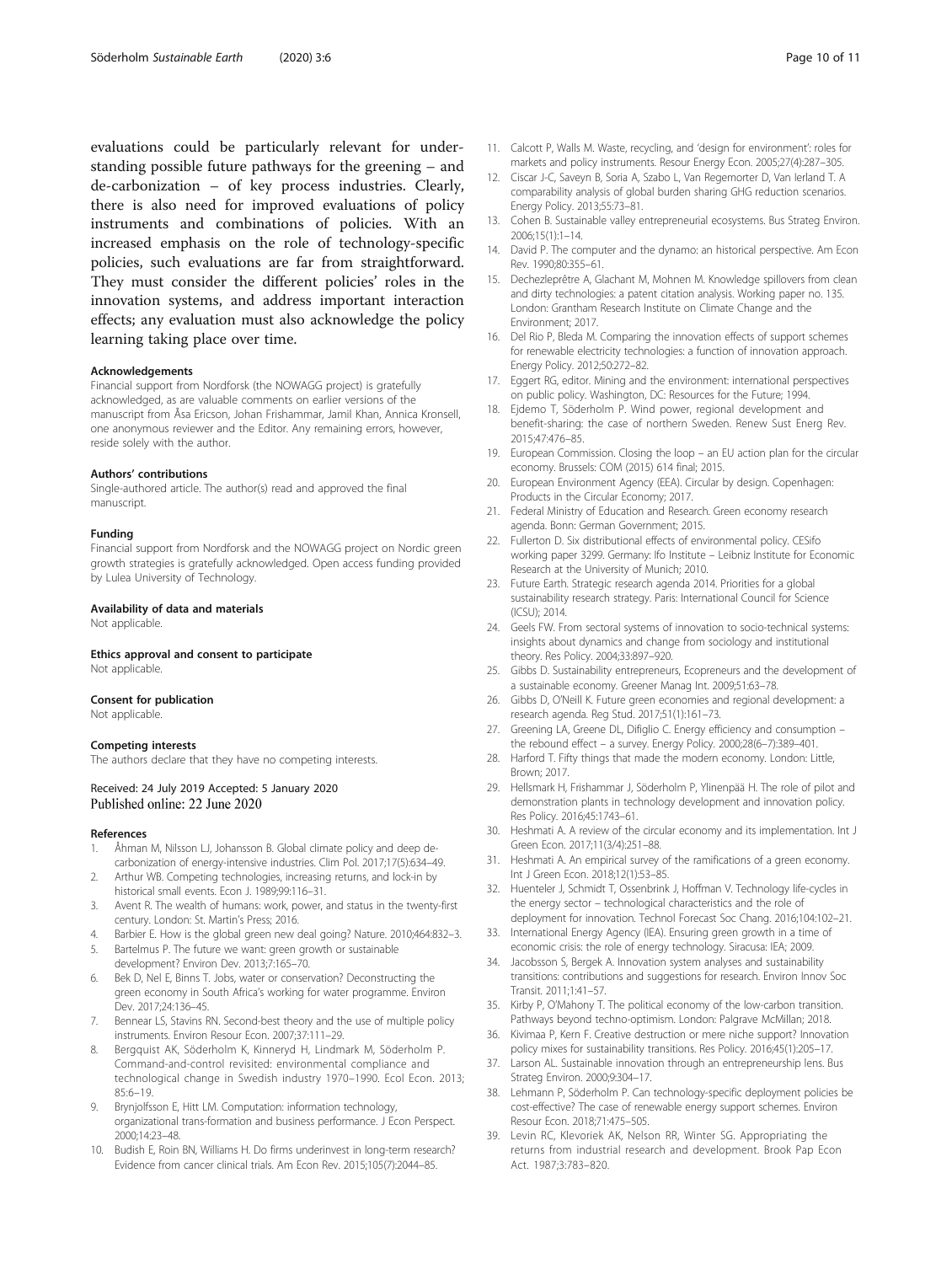evaluations could be particularly relevant for understanding possible future pathways for the greening – and de-carbonization – of key process industries. Clearly, there is also need for improved evaluations of policy instruments and combinations of policies. With an increased emphasis on the role of technology-specific policies, such evaluations are far from straightforward. They must consider the different policies' roles in the innovation systems, and address important interaction effects; any evaluation must also acknowledge the policy learning taking place over time.

#### Acknowledgements

Financial support from Nordforsk (the NOWAGG project) is gratefully acknowledged, as are valuable comments on earlier versions of the manuscript from Åsa Ericson, Johan Frishammar, Jamil Khan, Annica Kronsell, one anonymous reviewer and the Editor. Any remaining errors, however, reside solely with the author.

#### Authors' contributions

Single-authored article. The author(s) read and approved the final manuscript.

#### Funding

Financial support from Nordforsk and the NOWAGG project on Nordic green growth strategies is gratefully acknowledged. Open access funding provided by Lulea University of Technology.

#### Availability of data and materials

Not applicable.

#### Ethics approval and consent to participate

Not applicable.

#### Consent for publication

Not applicable.

#### Competing interests

The authors declare that they have no competing interests.

Received: 24 July 2019 Accepted: 5 January 2020
Published online: 22 June 2020

#### References

1. Åhman M, Nilsson LJ, Johansson B. Global climate policy and deep de-carbonization of energy-intensive industries. Clim Pol. 2017;17(5):634–49.
2. Arthur WB. Competing technologies, increasing returns, and lock-in by historical small events. Econ J. 1989;99:116–31.
3. Avent R. The wealth of humans: work, power, and status in the twenty-first century. London: St. Martin's Press; 2016.
4. Barbier E. How is the global green new deal going? Nature. 2010;464:832–3.
5. Bartelmus P. The future we want: green growth or sustainable development? Environ Dev. 2013;7:165–70.
6. Bek D, Nel E, Binns T. Jobs, water or conservation? Deconstructing the green economy in South Africa's working for water programme. Environ Dev. 2017;24:136–45.
7. Bennear LS, Stavins RN. Second-best theory and the use of multiple policy instruments. Environ Resour Econ. 2007;37:111–29.
8. Bergquist AK, Söderholm K, Kinneryd H, Lindmark M, Söderholm P. Command-and-control revisited: environmental compliance and technological change in Swedish industry 1970–1990. Ecol Econ. 2013; 85:6–19.
9. Brynjolfsson E, Hitt LM. Computation: information technology, organizational trans-formation and business performance. J Econ Perspect. 2000;14:23–48.
10. Budish E, Roin BN, Williams H. Do firms underinvest in long-term research? Evidence from cancer clinical trials. Am Econ Rev. 2015;105(7):2044–85.
11. Calcott P, Walls M. Waste, recycling, and 'design for environment': roles for markets and policy instruments. Resour Energy Econ. 2005;27(4):287–305.
12. Ciscar J-C, Saveyn B, Soria A, Szabo L, Van Regemorter D, Van Ierland T. A comparability analysis of global burden sharing GHG reduction scenarios. Energy Policy. 2013;55:73–81.
13. Cohen B. Sustainable valley entrepreneurial ecosystems. Bus Strateg Environ. 2006;15(1):1–14.
14. David P. The computer and the dynamo: an historical perspective. Am Econ Rev. 1990;80:355–61.
15. Dechezleprêtre A, Glachant M, Mohnen M. Knowledge spillovers from clean and dirty technologies: a patent citation analysis. Working paper no. 135. London: Grantham Research Institute on Climate Change and the Environment; 2017.
16. Del Rio P, Bleda M. Comparing the innovation effects of support schemes for renewable electricity technologies: a function of innovation approach. Energy Policy. 2012;50:272–82.
17. Eggert RG, editor. Mining and the environment: international perspectives on public policy. Washington, DC: Resources for the Future; 1994.
18. Ejdemo T, Söderholm P. Wind power, regional development and benefit-sharing: the case of northern Sweden. Renew Sust Energ Rev. 2015;47:476–85.
19. European Commission. Closing the loop – an EU action plan for the circular economy. Brussels: COM (2015) 614 final; 2015.
20. European Environment Agency (EEA). Circular by design. Copenhagen: Products in the Circular Economy; 2017.
21. Federal Ministry of Education and Research. Green economy research agenda. Bonn: German Government; 2015.
22. Fullerton D. Six distributional effects of environmental policy. CESifo working paper 3299. Germany: Ifo Institute – Leibniz Institute for Economic Research at the University of Munich; 2010.
23. Future Earth. Strategic research agenda 2014. Priorities for a global sustainability research strategy. Paris: International Council for Science (ICSU); 2014.
24. Geels FW. From sectoral systems of innovation to socio-technical systems: insights about dynamics and change from sociology and institutional theory. Res Policy. 2004;33:897–920.
25. Gibbs D. Sustainability entrepreneurs, Ecopreneurs and the development of a sustainable economy. Greener Manag Int. 2009;51:63–78.
26. Gibbs D, O'Neill K. Future green economies and regional development: a research agenda. Reg Stud. 2017;51(1):161–73.
27. Greening LA, Greene DL, Difiglio C. Energy efficiency and consumption – the rebound effect – a survey. Energy Policy. 2000;28(6–7):389–401.
28. Harford T. Fifty things that made the modern economy. London: Little, Brown; 2017.
29. Hellsmark H, Frishammar J, Söderholm P, Ylinenpää H. The role of pilot and demonstration plants in technology development and innovation policy. Res Policy. 2016;45:1743–61.
30. Heshmati A. A review of the circular economy and its implementation. Int J Green Econ. 2017;11(3/4):251–88.
31. Heshmati A. An empirical survey of the ramifications of a green economy. Int J Green Econ. 2018;12(1):53–85.
32. Huenteler J, Schmidt T, Ossenbrink J, Hoffman V. Technology life-cycles in the energy sector – technological characteristics and the role of deployment for innovation. Technol Forecast Soc Chang. 2016;104:102–21.
33. International Energy Agency (IEA). Ensuring green growth in a time of economic crisis: the role of energy technology. Siracusa: IEA; 2009.
34. Jacobsson S, Bergek A. Innovation system analyses and sustainability transitions: contributions and suggestions for research. Environ Innov Soc Transit. 2011;1:41–57.
35. Kirby P, O'Mahony T. The political economy of the low-carbon transition. Pathways beyond techno-optimism. London: Palgrave McMillan; 2018.
36. Kivimaa P, Kern F. Creative destruction or mere niche support? Innovation policy mixes for sustainability transitions. Res Policy. 2016;45(1):205–17.
37. Larson AL. Sustainable innovation through an entrepreneurship lens. Bus Strateg Environ. 2000;9:304–17.
38. Lehmann P, Söderholm P. Can technology-specific deployment policies be cost-effective? The case of renewable energy support schemes. Environ Resour Econ. 2018;71:475–505.
39. Levin RC, Klevoriek AK, Nelson RR, Winter SG. Appropriating the returns from industrial research and development. Brook Pap Econ Act. 1987;3:783–820.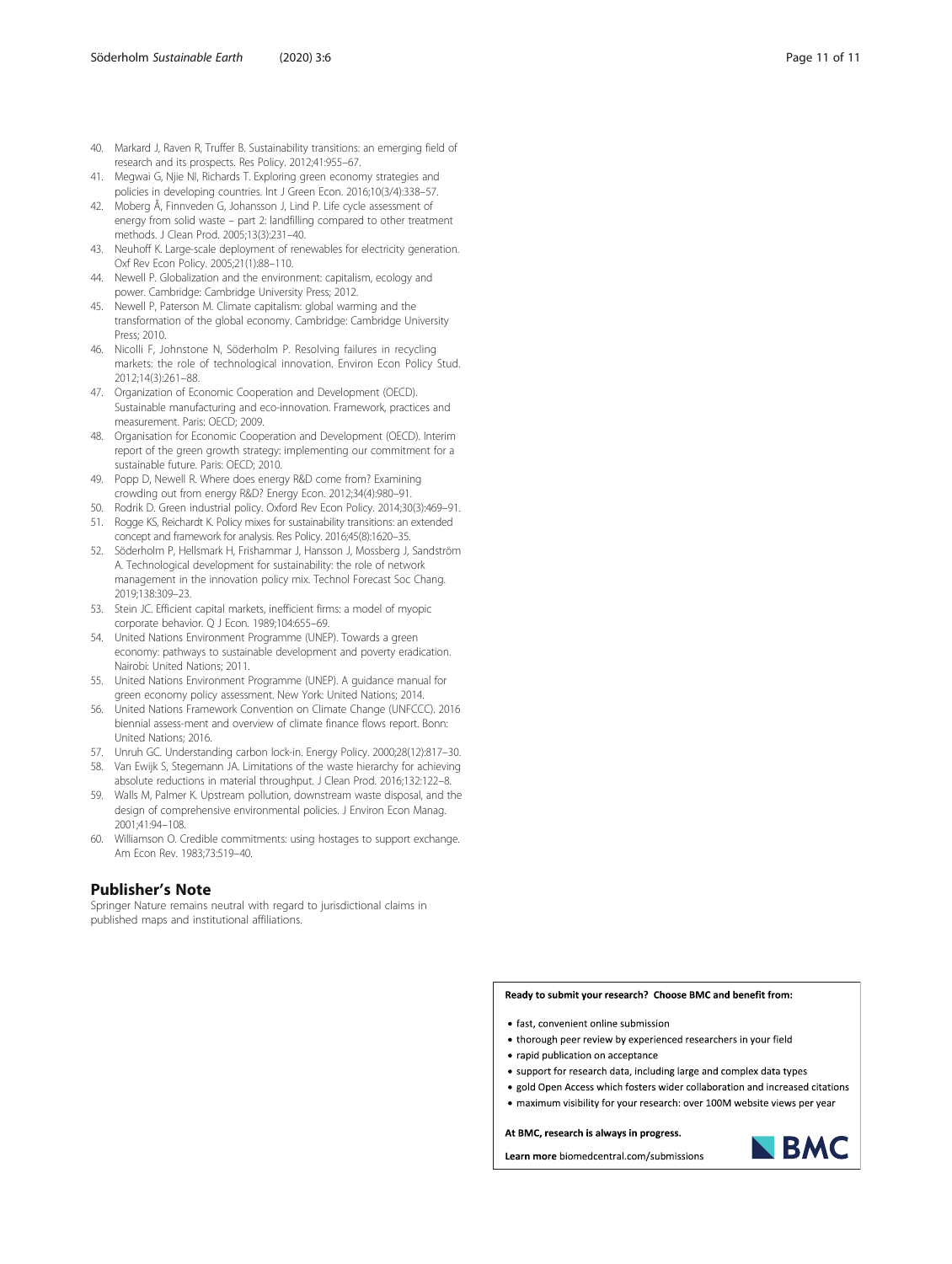40. Markard J, Raven R, Truffer B. Sustainability transitions: an emerging field of research and its prospects. Res Policy. 2012;41:955–67.
41. Megwai G, Njie NI, Richards T. Exploring green economy strategies and policies in developing countries. Int J Green Econ. 2016;10(3/4):338–57.
42. Moberg Å, Finnveden G, Johansson J, Lind P. Life cycle assessment of energy from solid waste – part 2: landfilling compared to other treatment methods. J Clean Prod. 2005;13(3):231–40.
43. Neuhoff K. Large-scale deployment of renewables for electricity generation. Oxf Rev Econ Policy. 2005;21(1):88–110.
44. Newell P. Globalization and the environment: capitalism, ecology and power. Cambridge: Cambridge University Press; 2012.
45. Newell P, Paterson M. Climate capitalism: global warming and the transformation of the global economy. Cambridge: Cambridge University Press; 2010.
46. Nicolli F, Johnstone N, Söderholm P. Resolving failures in recycling markets: the role of technological innovation. Environ Econ Policy Stud. 2012;14(3):261–88.
47. Organization of Economic Cooperation and Development (OECD). Sustainable manufacturing and eco-innovation. Framework, practices and measurement. Paris: OECD; 2009.
48. Organisation for Economic Cooperation and Development (OECD). Interim report of the green growth strategy: implementing our commitment for a sustainable future. Paris: OECD; 2010.
49. Popp D, Newell R. Where does energy R&D come from? Examining crowding out from energy R&D? Energy Econ. 2012;34(4):980–91.
50. Rodrik D. Green industrial policy. Oxford Rev Econ Policy. 2014;30(3):469–91.
51. Rogge KS, Reichardt K. Policy mixes for sustainability transitions: an extended concept and framework for analysis. Res Policy. 2016;45(8):1620–35.
52. Söderholm P, Hellsmark H, Frishammar J, Hansson J, Mossberg J, Sandström A. Technological development for sustainability: the role of network management in the innovation policy mix. Technol Forecast Soc Chang. 2019;138:309–23.
53. Stein JC. Efficient capital markets, inefficient firms: a model of myopic corporate behavior. Q J Econ. 1989;104:655–69.
54. United Nations Environment Programme (UNEP). Towards a green economy: pathways to sustainable development and poverty eradication. Nairobi: United Nations; 2011.
55. United Nations Environment Programme (UNEP). A guidance manual for green economy policy assessment. New York: United Nations; 2014.
56. United Nations Framework Convention on Climate Change (UNFCCC). 2016 biennial assess-ment and overview of climate finance flows report. Bonn: United Nations; 2016.
57. Unruh GC. Understanding carbon lock-in. Energy Policy. 2000;28(12):817–30.
58. Van Ewijk S, Stegemann JA. Limitations of the waste hierarchy for achieving absolute reductions in material throughput. J Clean Prod. 2016;132:122–8.
59. Walls M, Palmer K. Upstream pollution, downstream waste disposal, and the design of comprehensive environmental policies. J Environ Econ Manag. 2001;41:94–108.
60. Williamson O. Credible commitments: using hostages to support exchange. Am Econ Rev. 1983;73:519–40.

## Publisher's Note

Springer Nature remains neutral with regard to jurisdictional claims in published maps and institutional affiliations.

**Ready to submit your research? Choose BMC and benefit from:**

- fast, convenient online submission
- thorough peer review by experienced researchers in your field
- rapid publication on acceptance
- support for research data, including large and complex data types
- gold Open Access which fosters wider collaboration and increased citations
- maximum visibility for your research: over 100M website views per year

**At BMC, research is always in progress.**

**Learn more** biomedcentral.com/submissions

BMC